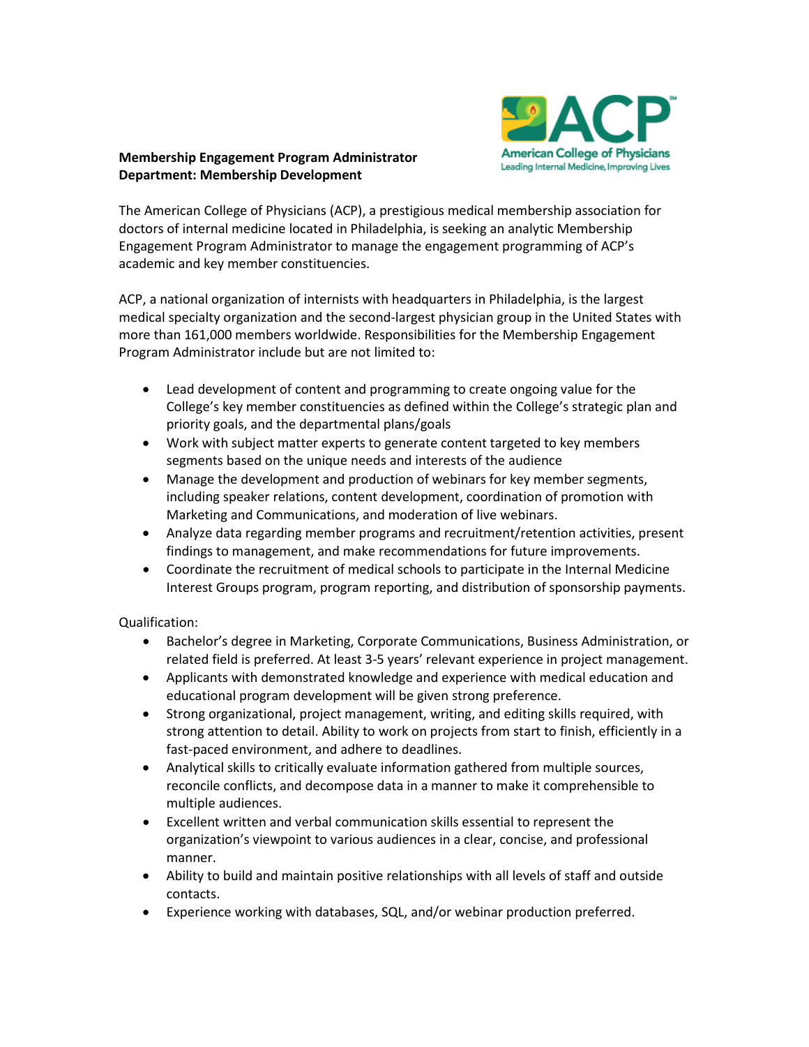**Membership Engagement Program Administrator**
**Department: Membership Development**

The American College of Physicians (ACP), a prestigious medical membership association for doctors of internal medicine located in Philadelphia, is seeking an analytic Membership Engagement Program Administrator to manage the engagement programming of ACP's academic and key member constituencies.

ACP, a national organization of internists with headquarters in Philadelphia, is the largest medical specialty organization and the second-largest physician group in the United States with more than 161,000 members worldwide. Responsibilities for the Membership Engagement Program Administrator include but are not limited to:

- Lead development of content and programming to create ongoing value for the College's key member constituencies as defined within the College's strategic plan and priority goals, and the departmental plans/goals
- Work with subject matter experts to generate content targeted to key members segments based on the unique needs and interests of the audience
- Manage the development and production of webinars for key member segments, including speaker relations, content development, coordination of promotion with Marketing and Communications, and moderation of live webinars.
- Analyze data regarding member programs and recruitment/retention activities, present findings to management, and make recommendations for future improvements.
- Coordinate the recruitment of medical schools to participate in the Internal Medicine Interest Groups program, program reporting, and distribution of sponsorship payments.

Qualification:

- Bachelor's degree in Marketing, Corporate Communications, Business Administration, or related field is preferred. At least 3-5 years' relevant experience in project management.
- Applicants with demonstrated knowledge and experience with medical education and educational program development will be given strong preference.
- Strong organizational, project management, writing, and editing skills required, with strong attention to detail. Ability to work on projects from start to finish, efficiently in a fast-paced environment, and adhere to deadlines.
- Analytical skills to critically evaluate information gathered from multiple sources, reconcile conflicts, and decompose data in a manner to make it comprehensible to multiple audiences.
- Excellent written and verbal communication skills essential to represent the organization's viewpoint to various audiences in a clear, concise, and professional manner.
- Ability to build and maintain positive relationships with all levels of staff and outside contacts.
- Experience working with databases, SQL, and/or webinar production preferred.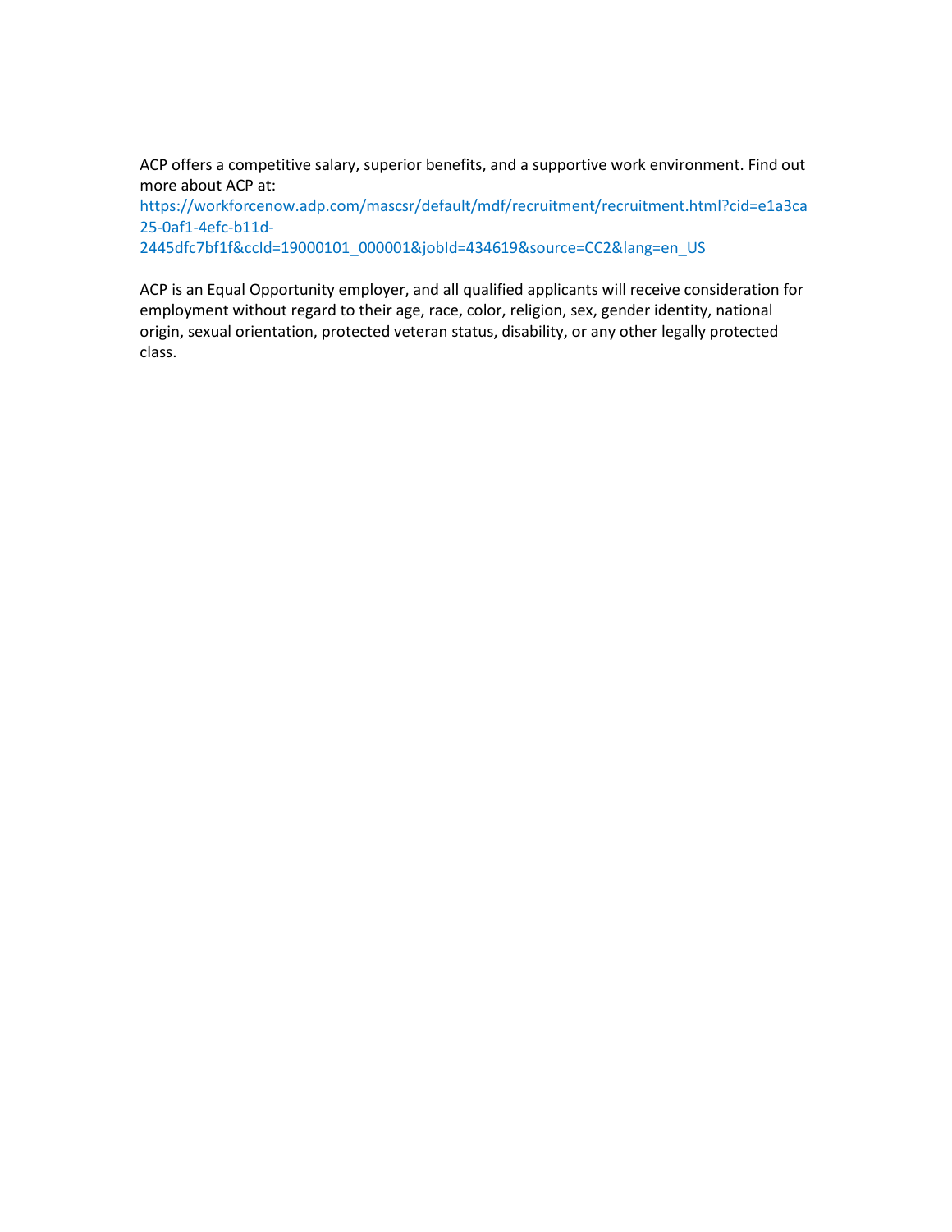ACP offers a competitive salary, superior benefits, and a supportive work environment. Find out more about ACP at:
https://workforcenow.adp.com/mascsr/default/mdf/recruitment/recruitment.html?cid=e1a3ca25-0af1-4efc-b11d-2445dfc7bf1f&ccId=19000101_000001&jobId=434619&source=CC2&lang=en_US

ACP is an Equal Opportunity employer, and all qualified applicants will receive consideration for employment without regard to their age, race, color, religion, sex, gender identity, national origin, sexual orientation, protected veteran status, disability, or any other legally protected class.